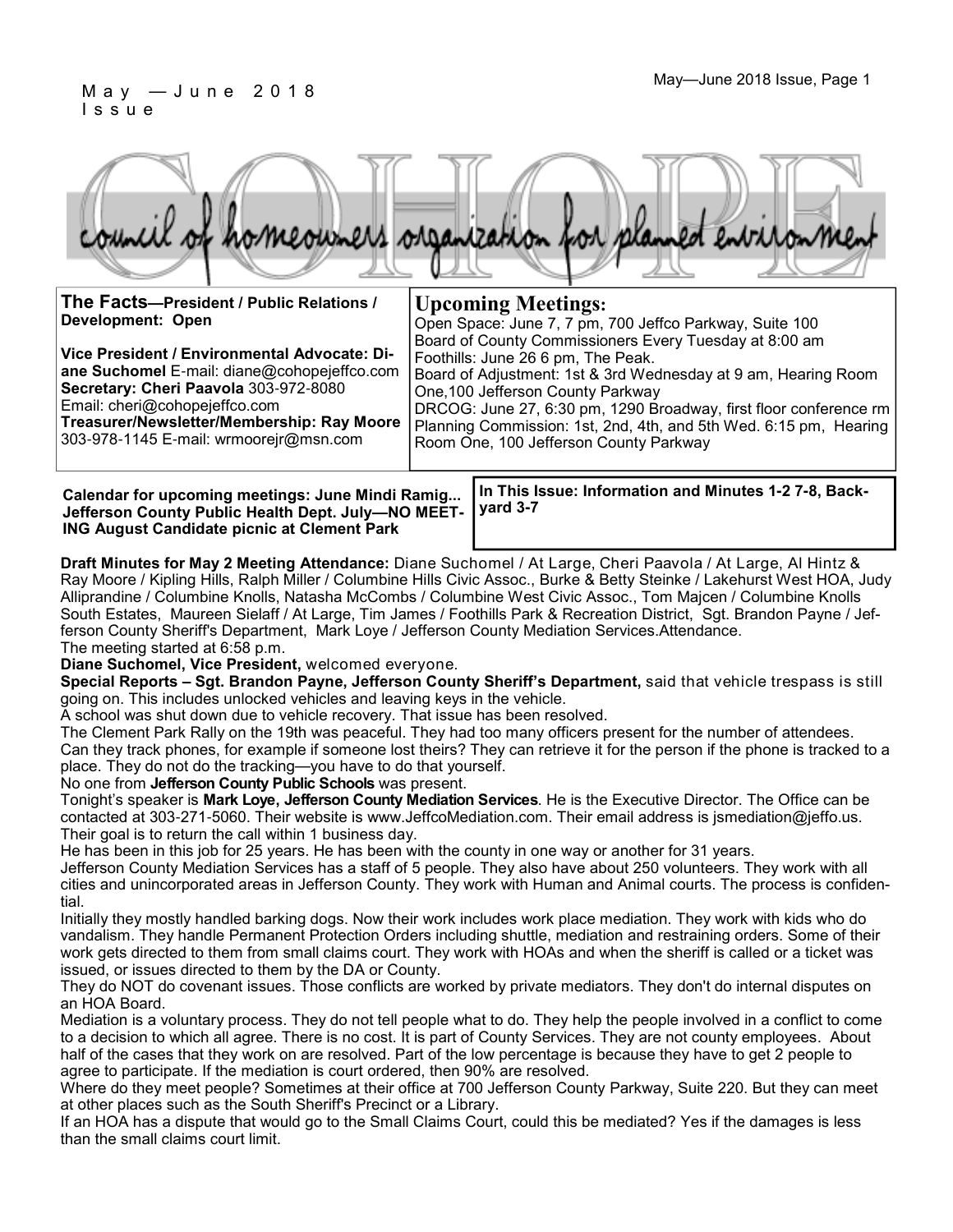May —June 2018 Issue

# COHOPE

council of homeowners organization for planned environment

**The Facts—President / Public Relations / Development: Open**

**Vice President / Environmental Advocate: Diane Suchomel** E-mail: diane@cohopejeffco.com
**Secretary: Cheri Paavola** 303-972-8080
Email: cheri@cohopejeffco.com
**Treasurer/Newsletter/Membership: Ray Moore** 303-978-1145 E-mail: wrmoorejr@msn.com

## Upcoming Meetings:

Open Space: June 7, 7 pm, 700 Jeffco Parkway, Suite 100
Board of County Commissioners Every Tuesday at 8:00 am
Foothills: June 26 6 pm, The Peak.
Board of Adjustment: 1st & 3rd Wednesday at 9 am, Hearing Room One,100 Jefferson County Parkway
DRCOG: June 27, 6:30 pm, 1290 Broadway, first floor conference rm
Planning Commission: 1st, 2nd, 4th, and 5th Wed. 6:15 pm, Hearing Room One, 100 Jefferson County Parkway

**Calendar for upcoming meetings: June Mindi Ramig... Jefferson County Public Health Dept. July—NO MEETING August Candidate picnic at Clement Park**

**In This Issue: Information and Minutes 1-2 7-8, Backyard 3-7**

**Draft Minutes for May 2 Meeting Attendance:** Diane Suchomel / At Large, Cheri Paavola / At Large, Al Hintz & Ray Moore / Kipling Hills, Ralph Miller / Columbine Hills Civic Assoc., Burke & Betty Steinke / Lakehurst West HOA, Judy Alliprandine / Columbine Knolls, Natasha McCombs / Columbine West Civic Assoc., Tom Majcen / Columbine Knolls South Estates, Maureen Sielaff / At Large, Tim James / Foothills Park & Recreation District, Sgt. Brandon Payne / Jefferson County Sheriff's Department, Mark Loye / Jefferson County Mediation Services.Attendance.

The meeting started at 6:58 p.m.

**Diane Suchomel, Vice President,** welcomed everyone.

**Special Reports – Sgt. Brandon Payne, Jefferson County Sheriff's Department,** said that vehicle trespass is still going on. This includes unlocked vehicles and leaving keys in the vehicle.

A school was shut down due to vehicle recovery. That issue has been resolved.

The Clement Park Rally on the 19th was peaceful. They had too many officers present for the number of attendees.

Can they track phones, for example if someone lost theirs? They can retrieve it for the person if the phone is tracked to a place. They do not do the tracking—you have to do that yourself.

No one from **Jefferson County Public Schools** was present.

Tonight's speaker is **Mark Loye, Jefferson County Mediation Services**. He is the Executive Director. The Office can be contacted at 303-271-5060. Their website is www.JeffcoMediation.com. Their email address is jsmediation@jeffo.us. Their goal is to return the call within 1 business day.

He has been in this job for 25 years. He has been with the county in one way or another for 31 years.

Jefferson County Mediation Services has a staff of 5 people. They also have about 250 volunteers. They work with all cities and unincorporated areas in Jefferson County. They work with Human and Animal courts. The process is confidential.

Initially they mostly handled barking dogs. Now their work includes work place mediation. They work with kids who do vandalism. They handle Permanent Protection Orders including shuttle, mediation and restraining orders. Some of their work gets directed to them from small claims court. They work with HOAs and when the sheriff is called or a ticket was issued, or issues directed to them by the DA or County.

They do NOT do covenant issues. Those conflicts are worked by private mediators. They don't do internal disputes on an HOA Board.

Mediation is a voluntary process. They do not tell people what to do. They help the people involved in a conflict to come to a decision to which all agree. There is no cost. It is part of County Services. They are not county employees. About half of the cases that they work on are resolved. Part of the low percentage is because they have to get 2 people to agree to participate. If the mediation is court ordered, then 90% are resolved.

Where do they meet people? Sometimes at their office at 700 Jefferson County Parkway, Suite 220. But they can meet at other places such as the South Sheriff's Precinct or a Library.

If an HOA has a dispute that would go to the Small Claims Court, could this be mediated? Yes if the damages is less than the small claims court limit.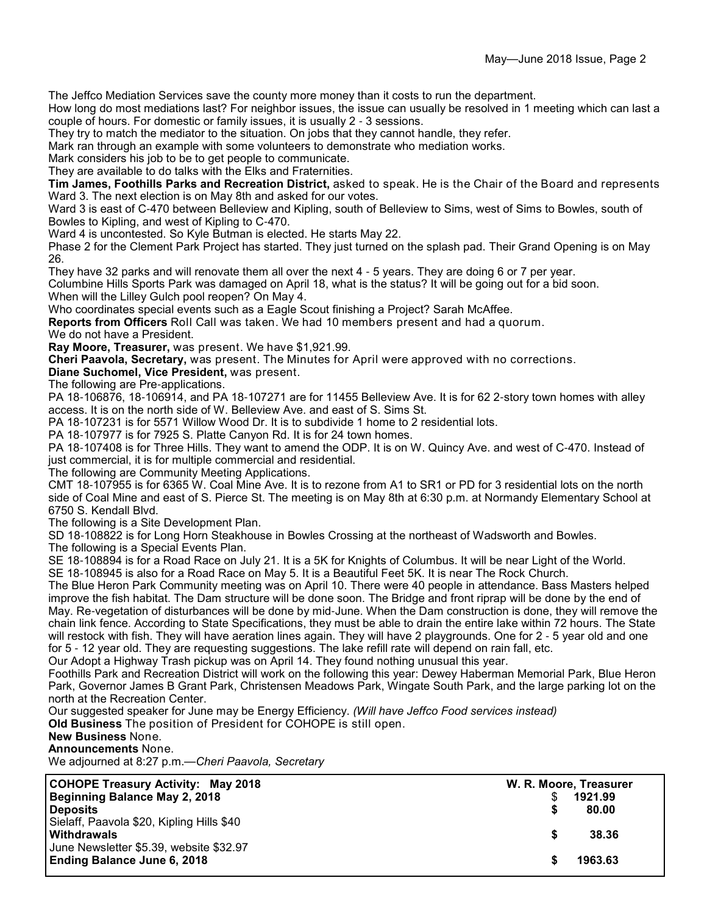The Jeffco Mediation Services save the county more money than it costs to run the department.

How long do most mediations last? For neighbor issues, the issue can usually be resolved in 1 meeting which can last a couple of hours. For domestic or family issues, it is usually 2 - 3 sessions.

They try to match the mediator to the situation. On jobs that they cannot handle, they refer.

Mark ran through an example with some volunteers to demonstrate who mediation works.

Mark considers his job to be to get people to communicate.

They are available to do talks with the Elks and Fraternities.

**Tim James, Foothills Parks and Recreation District,** asked to speak. He is the Chair of the Board and represents Ward 3. The next election is on May 8th and asked for our votes.

Ward 3 is east of C-470 between Belleview and Kipling, south of Belleview to Sims, west of Sims to Bowles, south of Bowles to Kipling, and west of Kipling to C-470.

Ward 4 is uncontested. So Kyle Butman is elected. He starts May 22.

Phase 2 for the Clement Park Project has started. They just turned on the splash pad. Their Grand Opening is on May 26.

They have 32 parks and will renovate them all over the next 4 - 5 years. They are doing 6 or 7 per year.

Columbine Hills Sports Park was damaged on April 18, what is the status? It will be going out for a bid soon.

When will the Lilley Gulch pool reopen? On May 4.

Who coordinates special events such as a Eagle Scout finishing a Project? Sarah McAffee.

**Reports from Officers** Roll Call was taken. We had 10 members present and had a quorum.

We do not have a President.

**Ray Moore, Treasurer,** was present. We have $1,921.99.

**Cheri Paavola, Secretary,** was present. The Minutes for April were approved with no corrections.

**Diane Suchomel, Vice President,** was present.

The following are Pre-applications.

PA 18-106876, 18-106914, and PA 18-107271 are for 11455 Belleview Ave. It is for 62 2-story town homes with alley access. It is on the north side of W. Belleview Ave. and east of S. Sims St.

PA 18-107231 is for 5571 Willow Wood Dr. It is to subdivide 1 home to 2 residential lots.

PA 18-107977 is for 7925 S. Platte Canyon Rd. It is for 24 town homes.

PA 18-107408 is for Three Hills. They want to amend the ODP. It is on W. Quincy Ave. and west of C-470. Instead of just commercial, it is for multiple commercial and residential.

The following are Community Meeting Applications.

CMT 18-107955 is for 6365 W. Coal Mine Ave. It is to rezone from A1 to SR1 or PD for 3 residential lots on the north side of Coal Mine and east of S. Pierce St. The meeting is on May 8th at 6:30 p.m. at Normandy Elementary School at 6750 S. Kendall Blvd.

The following is a Site Development Plan.

SD 18-108822 is for Long Horn Steakhouse in Bowles Crossing at the northeast of Wadsworth and Bowles.

The following is a Special Events Plan.

SE 18-108894 is for a Road Race on July 21. It is a 5K for Knights of Columbus. It will be near Light of the World.

SE 18-108945 is also for a Road Race on May 5. It is a Beautiful Feet 5K. It is near The Rock Church.

The Blue Heron Park Community meeting was on April 10. There were 40 people in attendance. Bass Masters helped improve the fish habitat. The Dam structure will be done soon. The Bridge and front riprap will be done by the end of May. Re-vegetation of disturbances will be done by mid-June. When the Dam construction is done, they will remove the chain link fence. According to State Specifications, they must be able to drain the entire lake within 72 hours. The State will restock with fish. They will have aeration lines again. They will have 2 playgrounds. One for 2 - 5 year old and one for 5 - 12 year old. They are requesting suggestions. The lake refill rate will depend on rain fall, etc.

Our Adopt a Highway Trash pickup was on April 14. They found nothing unusual this year.

Foothills Park and Recreation District will work on the following this year: Dewey Haberman Memorial Park, Blue Heron Park, Governor James B Grant Park, Christensen Meadows Park, Wingate South Park, and the large parking lot on the north at the Recreation Center.

Our suggested speaker for June may be Energy Efficiency. *(Will have Jeffco Food services instead)*

**Old Business** The position of President for COHOPE is still open.

**New Business** None.

**Announcements** None.

We adjourned at 8:27 p.m.—*Cheri Paavola, Secretary*

| **COHOPE Treasury Activity: May 2018** | **W. R. Moore, Treasurer** |
|---|---|
| **Beginning Balance May 2, 2018** | $ **1921.99** |
| **Deposits** | **$ 80.00** |
| Sielaff, Paavola $20, Kipling Hills $40 | |
| **Withdrawals** | **$ 38.36** |
| June Newsletter $5.39, website $32.97 | |
| **Ending Balance June 6, 2018** | **$ 1963.63** |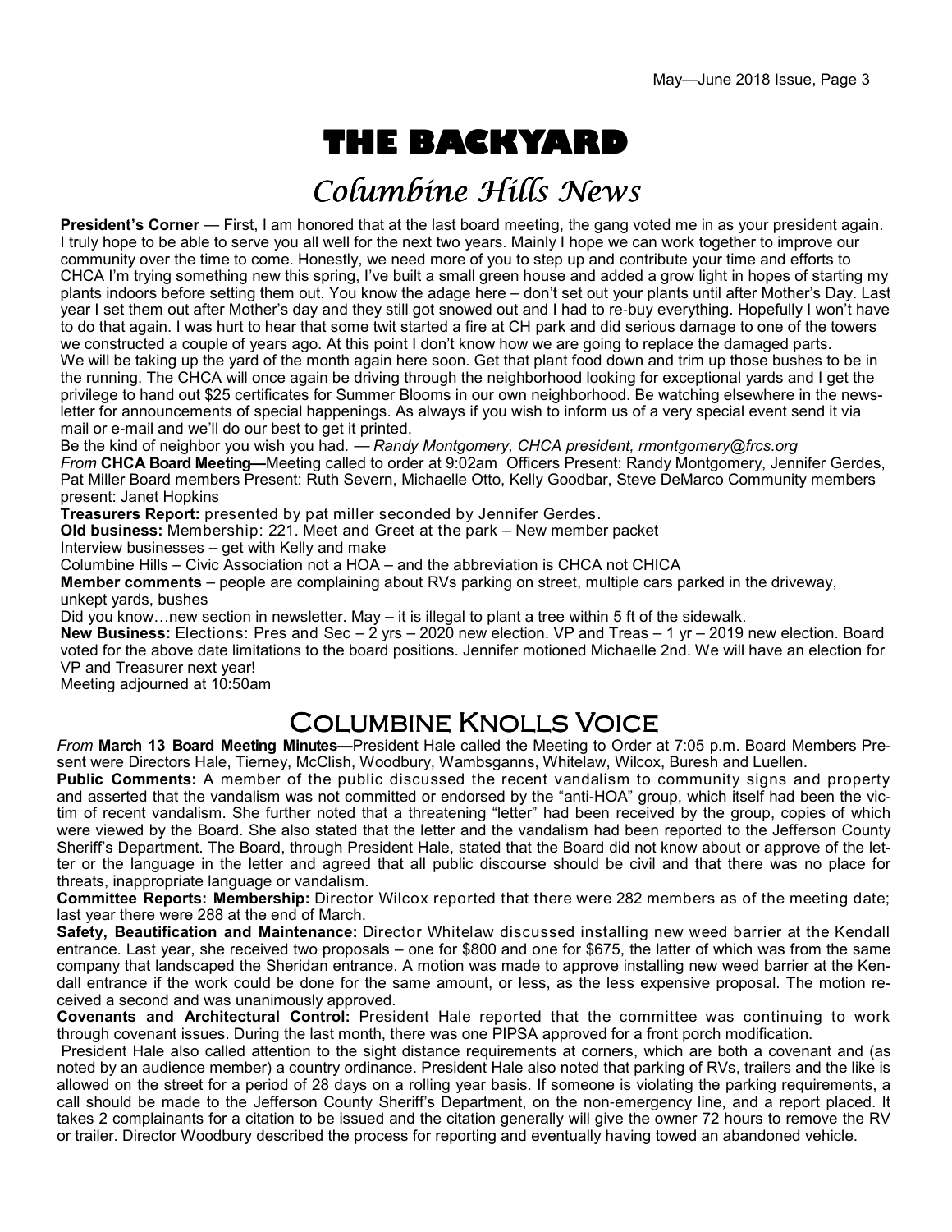# THE BACKYARD

## Columbine Hills News

**President's Corner** — First, I am honored that at the last board meeting, the gang voted me in as your president again. I truly hope to be able to serve you all well for the next two years. Mainly I hope we can work together to improve our community over the time to come. Honestly, we need more of you to step up and contribute your time and efforts to CHCA I'm trying something new this spring, I've built a small green house and added a grow light in hopes of starting my plants indoors before setting them out. You know the adage here – don't set out your plants until after Mother's Day. Last year I set them out after Mother's day and they still got snowed out and I had to re-buy everything. Hopefully I won't have to do that again. I was hurt to hear that some twit started a fire at CH park and did serious damage to one of the towers we constructed a couple of years ago. At this point I don't know how we are going to replace the damaged parts.

We will be taking up the yard of the month again here soon. Get that plant food down and trim up those bushes to be in the running. The CHCA will once again be driving through the neighborhood looking for exceptional yards and I get the privilege to hand out $25 certificates for Summer Blooms in our own neighborhood. Be watching elsewhere in the newsletter for announcements of special happenings. As always if you wish to inform us of a very special event send it via mail or e-mail and we'll do our best to get it printed.

Be the kind of neighbor you wish you had. — *Randy Montgomery, CHCA president, rmontgomery@frcs.org*

*From* **CHCA Board Meeting—**Meeting called to order at 9:02am Officers Present: Randy Montgomery, Jennifer Gerdes, Pat Miller Board members Present: Ruth Severn, Michaelle Otto, Kelly Goodbar, Steve DeMarco Community members present: Janet Hopkins

**Treasurers Report:** presented by pat miller seconded by Jennifer Gerdes.

**Old business:** Membership: 221. Meet and Greet at the park – New member packet

Interview businesses – get with Kelly and make

Columbine Hills – Civic Association not a HOA – and the abbreviation is CHCA not CHICA

**Member comments** – people are complaining about RVs parking on street, multiple cars parked in the driveway, unkept yards, bushes

Did you know…new section in newsletter. May – it is illegal to plant a tree within 5 ft of the sidewalk.

**New Business:** Elections: Pres and Sec – 2 yrs – 2020 new election. VP and Treas – 1 yr – 2019 new election. Board voted for the above date limitations to the board positions. Jennifer motioned Michaelle 2nd. We will have an election for VP and Treasurer next year!

Meeting adjourned at 10:50am

## Columbine Knolls Voice

*From* **March 13 Board Meeting Minutes—**President Hale called the Meeting to Order at 7:05 p.m. Board Members Present were Directors Hale, Tierney, McClish, Woodbury, Wambsganns, Whitelaw, Wilcox, Buresh and Luellen.

**Public Comments:** A member of the public discussed the recent vandalism to community signs and property and asserted that the vandalism was not committed or endorsed by the "anti-HOA" group, which itself had been the victim of recent vandalism. She further noted that a threatening "letter" had been received by the group, copies of which were viewed by the Board. She also stated that the letter and the vandalism had been reported to the Jefferson County Sheriff's Department. The Board, through President Hale, stated that the Board did not know about or approve of the letter or the language in the letter and agreed that all public discourse should be civil and that there was no place for threats, inappropriate language or vandalism.

**Committee Reports: Membership:** Director Wilcox reported that there were 282 members as of the meeting date; last year there were 288 at the end of March.

**Safety, Beautification and Maintenance:** Director Whitelaw discussed installing new weed barrier at the Kendall entrance. Last year, she received two proposals – one for $800 and one for $675, the latter of which was from the same company that landscaped the Sheridan entrance. A motion was made to approve installing new weed barrier at the Kendall entrance if the work could be done for the same amount, or less, as the less expensive proposal. The motion received a second and was unanimously approved.

**Covenants and Architectural Control:** President Hale reported that the committee was continuing to work through covenant issues. During the last month, there was one PIPSA approved for a front porch modification.

President Hale also called attention to the sight distance requirements at corners, which are both a covenant and (as noted by an audience member) a country ordinance. President Hale also noted that parking of RVs, trailers and the like is allowed on the street for a period of 28 days on a rolling year basis. If someone is violating the parking requirements, a call should be made to the Jefferson County Sheriff's Department, on the non-emergency line, and a report placed. It takes 2 complainants for a citation to be issued and the citation generally will give the owner 72 hours to remove the RV or trailer. Director Woodbury described the process for reporting and eventually having towed an abandoned vehicle.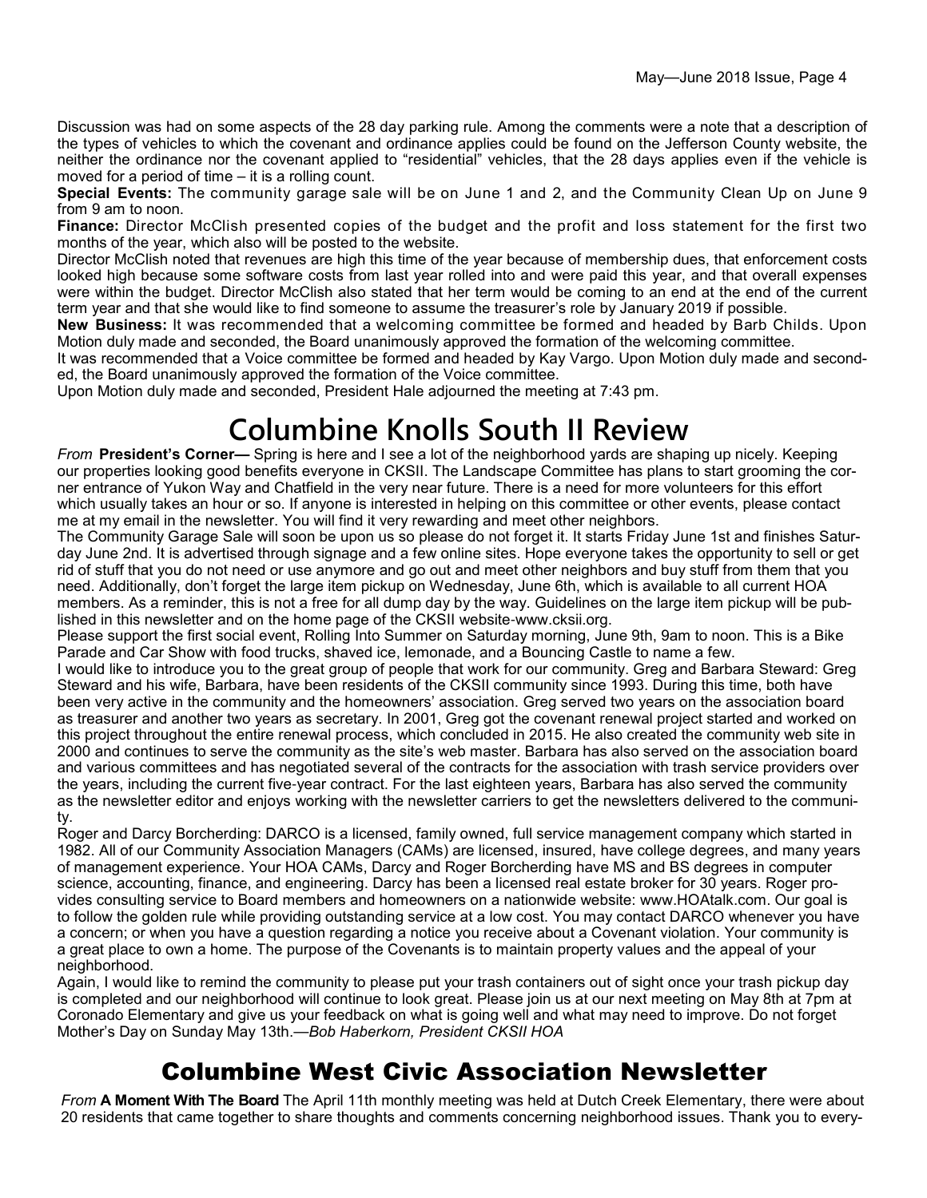Discussion was had on some aspects of the 28 day parking rule. Among the comments were a note that a description of the types of vehicles to which the covenant and ordinance applies could be found on the Jefferson County website, the neither the ordinance nor the covenant applied to "residential" vehicles, that the 28 days applies even if the vehicle is moved for a period of time – it is a rolling count.

**Special Events:** The community garage sale will be on June 1 and 2, and the Community Clean Up on June 9 from 9 am to noon.

**Finance:** Director McClish presented copies of the budget and the profit and loss statement for the first two months of the year, which also will be posted to the website.

Director McClish noted that revenues are high this time of the year because of membership dues, that enforcement costs looked high because some software costs from last year rolled into and were paid this year, and that overall expenses were within the budget. Director McClish also stated that her term would be coming to an end at the end of the current term year and that she would like to find someone to assume the treasurer's role by January 2019 if possible.

**New Business:** It was recommended that a welcoming committee be formed and headed by Barb Childs. Upon Motion duly made and seconded, the Board unanimously approved the formation of the welcoming committee.

It was recommended that a Voice committee be formed and headed by Kay Vargo. Upon Motion duly made and seconded, the Board unanimously approved the formation of the Voice committee.

Upon Motion duly made and seconded, President Hale adjourned the meeting at 7:43 pm.

# Columbine Knolls South II Review

*From* **President's Corner—** Spring is here and I see a lot of the neighborhood yards are shaping up nicely. Keeping our properties looking good benefits everyone in CKSII. The Landscape Committee has plans to start grooming the corner entrance of Yukon Way and Chatfield in the very near future. There is a need for more volunteers for this effort which usually takes an hour or so. If anyone is interested in helping on this committee or other events, please contact me at my email in the newsletter. You will find it very rewarding and meet other neighbors.

The Community Garage Sale will soon be upon us so please do not forget it. It starts Friday June 1st and finishes Saturday June 2nd. It is advertised through signage and a few online sites. Hope everyone takes the opportunity to sell or get rid of stuff that you do not need or use anymore and go out and meet other neighbors and buy stuff from them that you need. Additionally, don't forget the large item pickup on Wednesday, June 6th, which is available to all current HOA members. As a reminder, this is not a free for all dump day by the way. Guidelines on the large item pickup will be published in this newsletter and on the home page of the CKSII website-www.cksii.org.

Please support the first social event, Rolling Into Summer on Saturday morning, June 9th, 9am to noon. This is a Bike Parade and Car Show with food trucks, shaved ice, lemonade, and a Bouncing Castle to name a few.

I would like to introduce you to the great group of people that work for our community. Greg and Barbara Steward: Greg Steward and his wife, Barbara, have been residents of the CKSII community since 1993. During this time, both have been very active in the community and the homeowners' association. Greg served two years on the association board as treasurer and another two years as secretary. In 2001, Greg got the covenant renewal project started and worked on this project throughout the entire renewal process, which concluded in 2015. He also created the community web site in 2000 and continues to serve the community as the site's web master. Barbara has also served on the association board and various committees and has negotiated several of the contracts for the association with trash service providers over the years, including the current five-year contract. For the last eighteen years, Barbara has also served the community as the newsletter editor and enjoys working with the newsletter carriers to get the newsletters delivered to the community.

Roger and Darcy Borcherding: DARCO is a licensed, family owned, full service management company which started in 1982. All of our Community Association Managers (CAMs) are licensed, insured, have college degrees, and many years of management experience. Your HOA CAMs, Darcy and Roger Borcherding have MS and BS degrees in computer science, accounting, finance, and engineering. Darcy has been a licensed real estate broker for 30 years. Roger provides consulting service to Board members and homeowners on a nationwide website: www.HOAtalk.com. Our goal is to follow the golden rule while providing outstanding service at a low cost. You may contact DARCO whenever you have a concern; or when you have a question regarding a notice you receive about a Covenant violation. Your community is a great place to own a home. The purpose of the Covenants is to maintain property values and the appeal of your neighborhood.

Again, I would like to remind the community to please put your trash containers out of sight once your trash pickup day is completed and our neighborhood will continue to look great. Please join us at our next meeting on May 8th at 7pm at Coronado Elementary and give us your feedback on what is going well and what may need to improve. Do not forget Mother's Day on Sunday May 13th.—*Bob Haberkorn, President CKSII HOA*

# Columbine West Civic Association Newsletter

*From* **A Moment With The Board** The April 11th monthly meeting was held at Dutch Creek Elementary, there were about 20 residents that came together to share thoughts and comments concerning neighborhood issues. Thank you to every-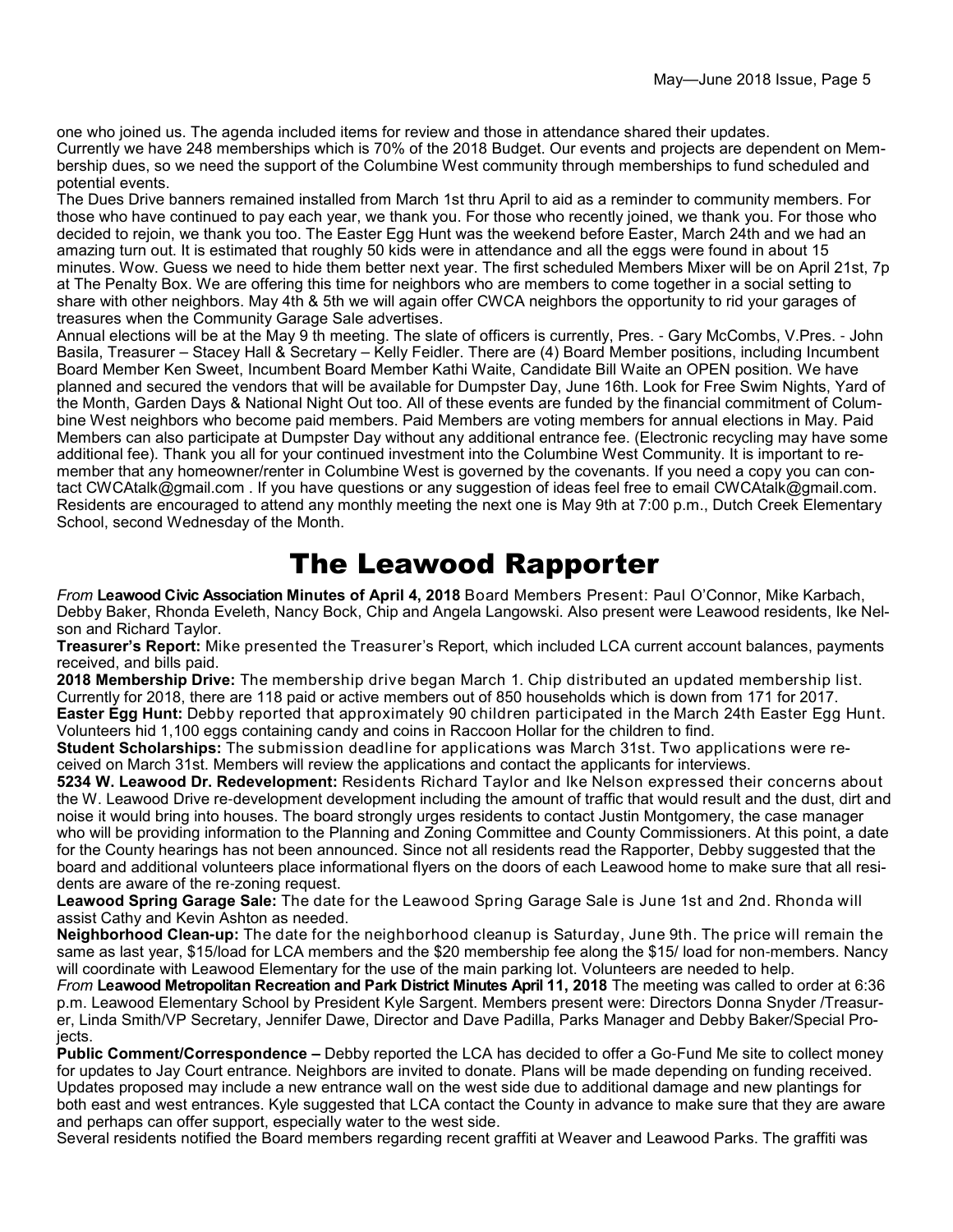one who joined us. The agenda included items for review and those in attendance shared their updates.
Currently we have 248 memberships which is 70% of the 2018 Budget. Our events and projects are dependent on Membership dues, so we need the support of the Columbine West community through memberships to fund scheduled and potential events.
The Dues Drive banners remained installed from March 1st thru April to aid as a reminder to community members. For those who have continued to pay each year, we thank you. For those who recently joined, we thank you. For those who decided to rejoin, we thank you too. The Easter Egg Hunt was the weekend before Easter, March 24th and we had an amazing turn out. It is estimated that roughly 50 kids were in attendance and all the eggs were found in about 15 minutes. Wow. Guess we need to hide them better next year. The first scheduled Members Mixer will be on April 21st, 7p at The Penalty Box. We are offering this time for neighbors who are members to come together in a social setting to share with other neighbors. May 4th & 5th we will again offer CWCA neighbors the opportunity to rid your garages of treasures when the Community Garage Sale advertises.
Annual elections will be at the May 9 th meeting. The slate of officers is currently, Pres. - Gary McCombs, V.Pres. - John Basila, Treasurer – Stacey Hall & Secretary – Kelly Feidler. There are (4) Board Member positions, including Incumbent Board Member Ken Sweet, Incumbent Board Member Kathi Waite, Candidate Bill Waite an OPEN position. We have planned and secured the vendors that will be available for Dumpster Day, June 16th. Look for Free Swim Nights, Yard of the Month, Garden Days & National Night Out too. All of these events are funded by the financial commitment of Columbine West neighbors who become paid members. Paid Members are voting members for annual elections in May. Paid Members can also participate at Dumpster Day without any additional entrance fee. (Electronic recycling may have some additional fee). Thank you all for your continued investment into the Columbine West Community. It is important to remember that any homeowner/renter in Columbine West is governed by the covenants. If you need a copy you can contact CWCAtalk@gmail.com . If you have questions or any suggestion of ideas feel free to email CWCAtalk@gmail.com. Residents are encouraged to attend any monthly meeting the next one is May 9th at 7:00 p.m., Dutch Creek Elementary School, second Wednesday of the Month.

# The Leawood Rapporter

*From* **Leawood Civic Association Minutes of April 4, 2018** Board Members Present: Paul O'Connor, Mike Karbach, Debby Baker, Rhonda Eveleth, Nancy Bock, Chip and Angela Langowski. Also present were Leawood residents, Ike Nelson and Richard Taylor.

**Treasurer's Report:** Mike presented the Treasurer's Report, which included LCA current account balances, payments received, and bills paid.

**2018 Membership Drive:** The membership drive began March 1. Chip distributed an updated membership list. Currently for 2018, there are 118 paid or active members out of 850 households which is down from 171 for 2017.

**Easter Egg Hunt:** Debby reported that approximately 90 children participated in the March 24th Easter Egg Hunt. Volunteers hid 1,100 eggs containing candy and coins in Raccoon Hollar for the children to find.

**Student Scholarships:** The submission deadline for applications was March 31st. Two applications were received on March 31st. Members will review the applications and contact the applicants for interviews.

**5234 W. Leawood Dr. Redevelopment:** Residents Richard Taylor and Ike Nelson expressed their concerns about the W. Leawood Drive re-development development including the amount of traffic that would result and the dust, dirt and noise it would bring into houses. The board strongly urges residents to contact Justin Montgomery, the case manager who will be providing information to the Planning and Zoning Committee and County Commissioners. At this point, a date for the County hearings has not been announced. Since not all residents read the Rapporter, Debby suggested that the board and additional volunteers place informational flyers on the doors of each Leawood home to make sure that all residents are aware of the re-zoning request.

**Leawood Spring Garage Sale:** The date for the Leawood Spring Garage Sale is June 1st and 2nd. Rhonda will assist Cathy and Kevin Ashton as needed.

**Neighborhood Clean-up:** The date for the neighborhood cleanup is Saturday, June 9th. The price will remain the same as last year, $15/load for LCA members and the $20 membership fee along the $15/ load for non-members. Nancy will coordinate with Leawood Elementary for the use of the main parking lot. Volunteers are needed to help.

*From* **Leawood Metropolitan Recreation and Park District Minutes April 11, 2018** The meeting was called to order at 6:36 p.m. Leawood Elementary School by President Kyle Sargent. Members present were: Directors Donna Snyder /Treasurer, Linda Smith/VP Secretary, Jennifer Dawe, Director and Dave Padilla, Parks Manager and Debby Baker/Special Projects.

**Public Comment/Correspondence –** Debby reported the LCA has decided to offer a Go-Fund Me site to collect money for updates to Jay Court entrance. Neighbors are invited to donate. Plans will be made depending on funding received. Updates proposed may include a new entrance wall on the west side due to additional damage and new plantings for both east and west entrances. Kyle suggested that LCA contact the County in advance to make sure that they are aware and perhaps can offer support, especially water to the west side.

Several residents notified the Board members regarding recent graffiti at Weaver and Leawood Parks. The graffiti was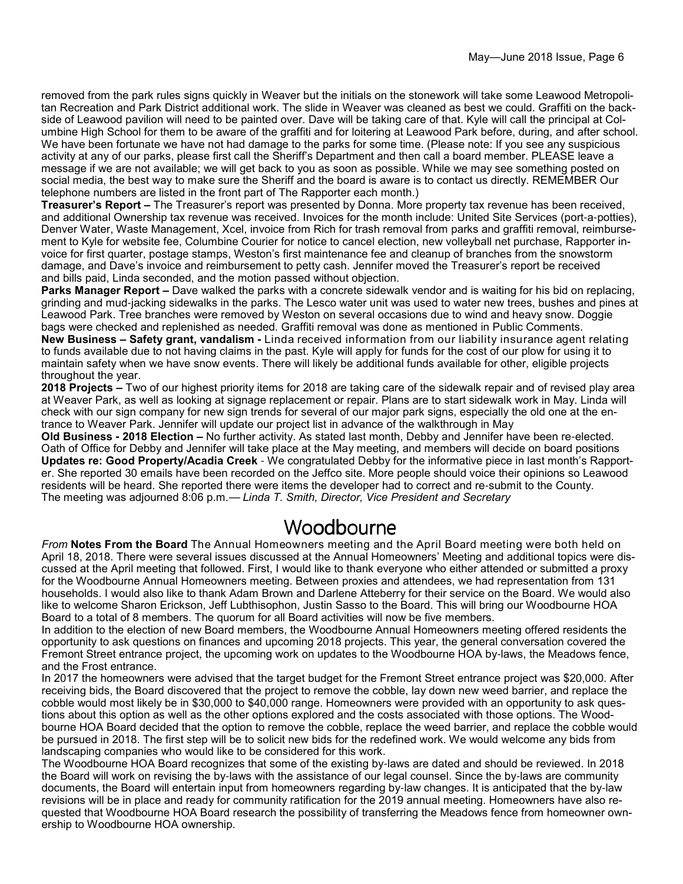removed from the park rules signs quickly in Weaver but the initials on the stonework will take some Leawood Metropolitan Recreation and Park District additional work. The slide in Weaver was cleaned as best we could. Graffiti on the backside of Leawood pavilion will need to be painted over. Dave will be taking care of that. Kyle will call the principal at Columbine High School for them to be aware of the graffiti and for loitering at Leawood Park before, during, and after school. We have been fortunate we have not had damage to the parks for some time. (Please note: If you see any suspicious activity at any of our parks, please first call the Sheriff's Department and then call a board member. PLEASE leave a message if we are not available; we will get back to you as soon as possible. While we may see something posted on social media, the best way to make sure the Sheriff and the board is aware is to contact us directly. REMEMBER Our telephone numbers are listed in the front part of The Rapporter each month.)

**Treasurer's Report –** The Treasurer's report was presented by Donna. More property tax revenue has been received, and additional Ownership tax revenue was received. Invoices for the month include: United Site Services (port-a-potties), Denver Water, Waste Management, Xcel, invoice from Rich for trash removal from parks and graffiti removal, reimbursement to Kyle for website fee, Columbine Courier for notice to cancel election, new volleyball net purchase, Rapporter invoice for first quarter, postage stamps, Weston's first maintenance fee and cleanup of branches from the snowstorm damage, and Dave's invoice and reimbursement to petty cash. Jennifer moved the Treasurer's report be received and bills paid, Linda seconded, and the motion passed without objection.

**Parks Manager Report –** Dave walked the parks with a concrete sidewalk vendor and is waiting for his bid on replacing, grinding and mud-jacking sidewalks in the parks. The Lesco water unit was used to water new trees, bushes and pines at Leawood Park. Tree branches were removed by Weston on several occasions due to wind and heavy snow. Doggie bags were checked and replenished as needed. Graffiti removal was done as mentioned in Public Comments.

**New Business – Safety grant, vandalism -** Linda received information from our liability insurance agent relating to funds available due to not having claims in the past. Kyle will apply for funds for the cost of our plow for using it to maintain safety when we have snow events. There will likely be additional funds available for other, eligible projects throughout the year.

**2018 Projects –** Two of our highest priority items for 2018 are taking care of the sidewalk repair and of revised play area at Weaver Park, as well as looking at signage replacement or repair. Plans are to start sidewalk work in May. Linda will check with our sign company for new sign trends for several of our major park signs, especially the old one at the entrance to Weaver Park. Jennifer will update our project list in advance of the walkthrough in May

**Old Business - 2018 Election –** No further activity. As stated last month, Debby and Jennifer have been re-elected. Oath of Office for Debby and Jennifer will take place at the May meeting, and members will decide on board positions

**Updates re: Good Property/Acadia Creek** - We congratulated Debby for the informative piece in last month's Rapporter. She reported 30 emails have been recorded on the Jeffco site. More people should voice their opinions so Leawood residents will be heard. She reported there were items the developer had to correct and re-submit to the County.

The meeting was adjourned 8:06 p.m.— *Linda T. Smith, Director, Vice President and Secretary*

# Woodbourne

*From* **Notes From the Board** The Annual Homeowners meeting and the April Board meeting were both held on April 18, 2018. There were several issues discussed at the Annual Homeowners' Meeting and additional topics were discussed at the April meeting that followed. First, I would like to thank everyone who either attended or submitted a proxy for the Woodbourne Annual Homeowners meeting. Between proxies and attendees, we had representation from 131 households. I would also like to thank Adam Brown and Darlene Atteberry for their service on the Board. We would also like to welcome Sharon Erickson, Jeff Lubthisophon, Justin Sasso to the Board. This will bring our Woodbourne HOA Board to a total of 8 members. The quorum for all Board activities will now be five members.

In addition to the election of new Board members, the Woodbourne Annual Homeowners meeting offered residents the opportunity to ask questions on finances and upcoming 2018 projects. This year, the general conversation covered the Fremont Street entrance project, the upcoming work on updates to the Woodbourne HOA by-laws, the Meadows fence, and the Frost entrance.

In 2017 the homeowners were advised that the target budget for the Fremont Street entrance project was $20,000. After receiving bids, the Board discovered that the project to remove the cobble, lay down new weed barrier, and replace the cobble would most likely be in $30,000 to $40,000 range. Homeowners were provided with an opportunity to ask questions about this option as well as the other options explored and the costs associated with those options. The Woodbourne HOA Board decided that the option to remove the cobble, replace the weed barrier, and replace the cobble would be pursued in 2018. The first step will be to solicit new bids for the redefined work. We would welcome any bids from landscaping companies who would like to be considered for this work.

The Woodbourne HOA Board recognizes that some of the existing by-laws are dated and should be reviewed. In 2018 the Board will work on revising the by-laws with the assistance of our legal counsel. Since the by-laws are community documents, the Board will entertain input from homeowners regarding by-law changes. It is anticipated that the by-law revisions will be in place and ready for community ratification for the 2019 annual meeting. Homeowners have also requested that Woodbourne HOA Board research the possibility of transferring the Meadows fence from homeowner ownership to Woodbourne HOA ownership.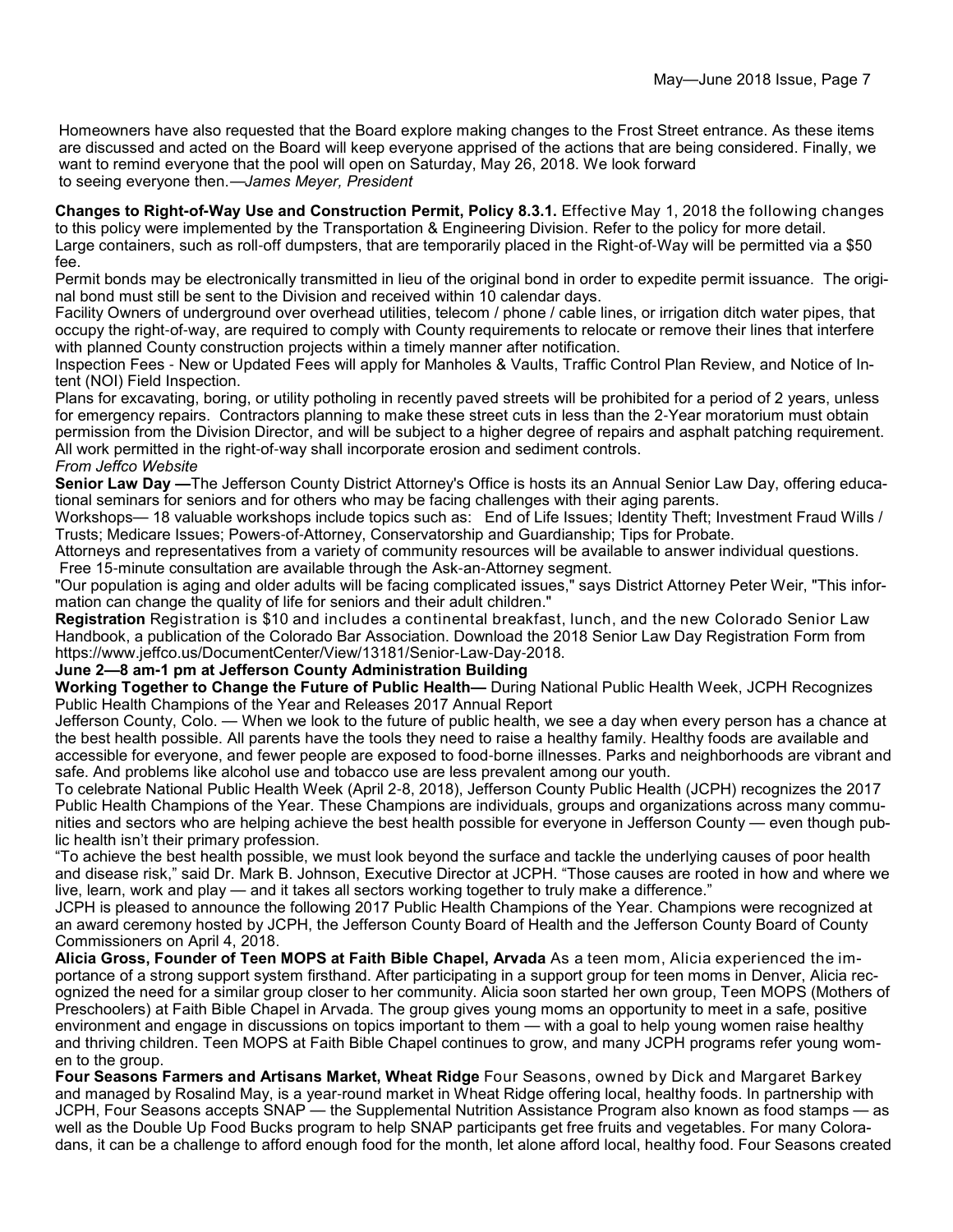Homeowners have also requested that the Board explore making changes to the Frost Street entrance. As these items are discussed and acted on the Board will keep everyone apprised of the actions that are being considered. Finally, we want to remind everyone that the pool will open on Saturday, May 26, 2018. We look forward to seeing everyone then.—*James Meyer, President*

**Changes to Right-of-Way Use and Construction Permit, Policy 8.3.1.** Effective May 1, 2018 the following changes to this policy were implemented by the Transportation & Engineering Division. Refer to the policy for more detail.

Large containers, such as roll-off dumpsters, that are temporarily placed in the Right-of-Way will be permitted via a $50 fee.

Permit bonds may be electronically transmitted in lieu of the original bond in order to expedite permit issuance. The original bond must still be sent to the Division and received within 10 calendar days.

Facility Owners of underground over overhead utilities, telecom / phone / cable lines, or irrigation ditch water pipes, that occupy the right-of-way, are required to comply with County requirements to relocate or remove their lines that interfere with planned County construction projects within a timely manner after notification.

Inspection Fees - New or Updated Fees will apply for Manholes & Vaults, Traffic Control Plan Review, and Notice of Intent (NOI) Field Inspection.

Plans for excavating, boring, or utility potholing in recently paved streets will be prohibited for a period of 2 years, unless for emergency repairs. Contractors planning to make these street cuts in less than the 2-Year moratorium must obtain permission from the Division Director, and will be subject to a higher degree of repairs and asphalt patching requirement. All work permitted in the right-of-way shall incorporate erosion and sediment controls.

*From Jeffco Website*

**Senior Law Day —**The Jefferson County District Attorney's Office is hosts its an Annual Senior Law Day, offering educational seminars for seniors and for others who may be facing challenges with their aging parents.

Workshops— 18 valuable workshops include topics such as: End of Life Issues; Identity Theft; Investment Fraud Wills / Trusts; Medicare Issues; Powers-of-Attorney, Conservatorship and Guardianship; Tips for Probate.

Attorneys and representatives from a variety of community resources will be available to answer individual questions. Free 15-minute consultation are available through the Ask-an-Attorney segment.

"Our population is aging and older adults will be facing complicated issues," says District Attorney Peter Weir, "This information can change the quality of life for seniors and their adult children."

**Registration** Registration is $10 and includes a continental breakfast, lunch, and the new Colorado Senior Law Handbook, a publication of the Colorado Bar Association. Download the 2018 Senior Law Day Registration Form from https://www.jeffco.us/DocumentCenter/View/13181/Senior-Law-Day-2018.

**June 2—8 am-1 pm at Jefferson County Administration Building**

**Working Together to Change the Future of Public Health—** During National Public Health Week, JCPH Recognizes Public Health Champions of the Year and Releases 2017 Annual Report

Jefferson County, Colo. — When we look to the future of public health, we see a day when every person has a chance at the best health possible. All parents have the tools they need to raise a healthy family. Healthy foods are available and accessible for everyone, and fewer people are exposed to food-borne illnesses. Parks and neighborhoods are vibrant and safe. And problems like alcohol use and tobacco use are less prevalent among our youth.

To celebrate National Public Health Week (April 2-8, 2018), Jefferson County Public Health (JCPH) recognizes the 2017 Public Health Champions of the Year. These Champions are individuals, groups and organizations across many communities and sectors who are helping achieve the best health possible for everyone in Jefferson County — even though public health isn't their primary profession.

"To achieve the best health possible, we must look beyond the surface and tackle the underlying causes of poor health and disease risk," said Dr. Mark B. Johnson, Executive Director at JCPH. "Those causes are rooted in how and where we live, learn, work and play — and it takes all sectors working together to truly make a difference."

JCPH is pleased to announce the following 2017 Public Health Champions of the Year. Champions were recognized at an award ceremony hosted by JCPH, the Jefferson County Board of Health and the Jefferson County Board of County Commissioners on April 4, 2018.

**Alicia Gross, Founder of Teen MOPS at Faith Bible Chapel, Arvada** As a teen mom, Alicia experienced the importance of a strong support system firsthand. After participating in a support group for teen moms in Denver, Alicia recognized the need for a similar group closer to her community. Alicia soon started her own group, Teen MOPS (Mothers of Preschoolers) at Faith Bible Chapel in Arvada. The group gives young moms an opportunity to meet in a safe, positive environment and engage in discussions on topics important to them — with a goal to help young women raise healthy and thriving children. Teen MOPS at Faith Bible Chapel continues to grow, and many JCPH programs refer young women to the group.

**Four Seasons Farmers and Artisans Market, Wheat Ridge** Four Seasons, owned by Dick and Margaret Barkey and managed by Rosalind May, is a year-round market in Wheat Ridge offering local, healthy foods. In partnership with JCPH, Four Seasons accepts SNAP — the Supplemental Nutrition Assistance Program also known as food stamps — as well as the Double Up Food Bucks program to help SNAP participants get free fruits and vegetables. For many Coloradans, it can be a challenge to afford enough food for the month, let alone afford local, healthy food. Four Seasons created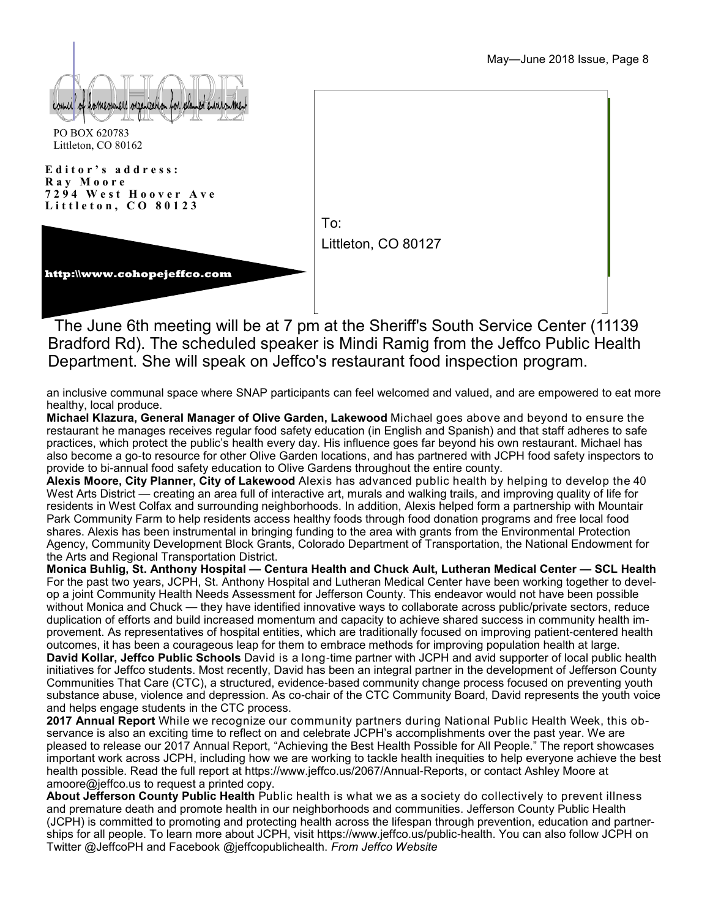COHOPE council of homeowners organization for planned environment

PO BOX 620783
Littleton, CO 80162

**Editor's address:**
**Ray Moore**
**7294 West Hoover Ave**
**Littleton, CO 80123**

**http:\\www.cohopejeffco.com**

To:

Littleton, CO 80127

The June 6th meeting will be at 7 pm at the Sheriff's South Service Center (11139 Bradford Rd). The scheduled speaker is Mindi Ramig from the Jeffco Public Health Department. She will speak on Jeffco's restaurant food inspection program.

an inclusive communal space where SNAP participants can feel welcomed and valued, and are empowered to eat more healthy, local produce.

**Michael Klazura, General Manager of Olive Garden, Lakewood** Michael goes above and beyond to ensure the restaurant he manages receives regular food safety education (in English and Spanish) and that staff adheres to safe practices, which protect the public's health every day. His influence goes far beyond his own restaurant. Michael has also become a go-to resource for other Olive Garden locations, and has partnered with JCPH food safety inspectors to provide to bi-annual food safety education to Olive Gardens throughout the entire county.

**Alexis Moore, City Planner, City of Lakewood** Alexis has advanced public health by helping to develop the 40 West Arts District — creating an area full of interactive art, murals and walking trails, and improving quality of life for residents in West Colfax and surrounding neighborhoods. In addition, Alexis helped form a partnership with Mountair Park Community Farm to help residents access healthy foods through food donation programs and free local food shares. Alexis has been instrumental in bringing funding to the area with grants from the Environmental Protection Agency, Community Development Block Grants, Colorado Department of Transportation, the National Endowment for the Arts and Regional Transportation District.

**Monica Buhlig, St. Anthony Hospital — Centura Health and Chuck Ault, Lutheran Medical Center — SCL Health** For the past two years, JCPH, St. Anthony Hospital and Lutheran Medical Center have been working together to develop a joint Community Health Needs Assessment for Jefferson County. This endeavor would not have been possible without Monica and Chuck — they have identified innovative ways to collaborate across public/private sectors, reduce duplication of efforts and build increased momentum and capacity to achieve shared success in community health improvement. As representatives of hospital entities, which are traditionally focused on improving patient-centered health outcomes, it has been a courageous leap for them to embrace methods for improving population health at large.

**David Kollar, Jeffco Public Schools** David is a long-time partner with JCPH and avid supporter of local public health initiatives for Jeffco students. Most recently, David has been an integral partner in the development of Jefferson County Communities That Care (CTC), a structured, evidence-based community change process focused on preventing youth substance abuse, violence and depression. As co-chair of the CTC Community Board, David represents the youth voice and helps engage students in the CTC process.

**2017 Annual Report** While we recognize our community partners during National Public Health Week, this observance is also an exciting time to reflect on and celebrate JCPH's accomplishments over the past year. We are pleased to release our 2017 Annual Report, "Achieving the Best Health Possible for All People." The report showcases important work across JCPH, including how we are working to tackle health inequities to help everyone achieve the best health possible. Read the full report at https://www.jeffco.us/2067/Annual-Reports, or contact Ashley Moore at amoore@jeffco.us to request a printed copy.

**About Jefferson County Public Health** Public health is what we as a society do collectively to prevent illness and premature death and promote health in our neighborhoods and communities. Jefferson County Public Health (JCPH) is committed to promoting and protecting health across the lifespan through prevention, education and partnerships for all people. To learn more about JCPH, visit https://www.jeffco.us/public-health. You can also follow JCPH on Twitter @JeffcoPH and Facebook @jeffcopublichealth. *From Jeffco Website*